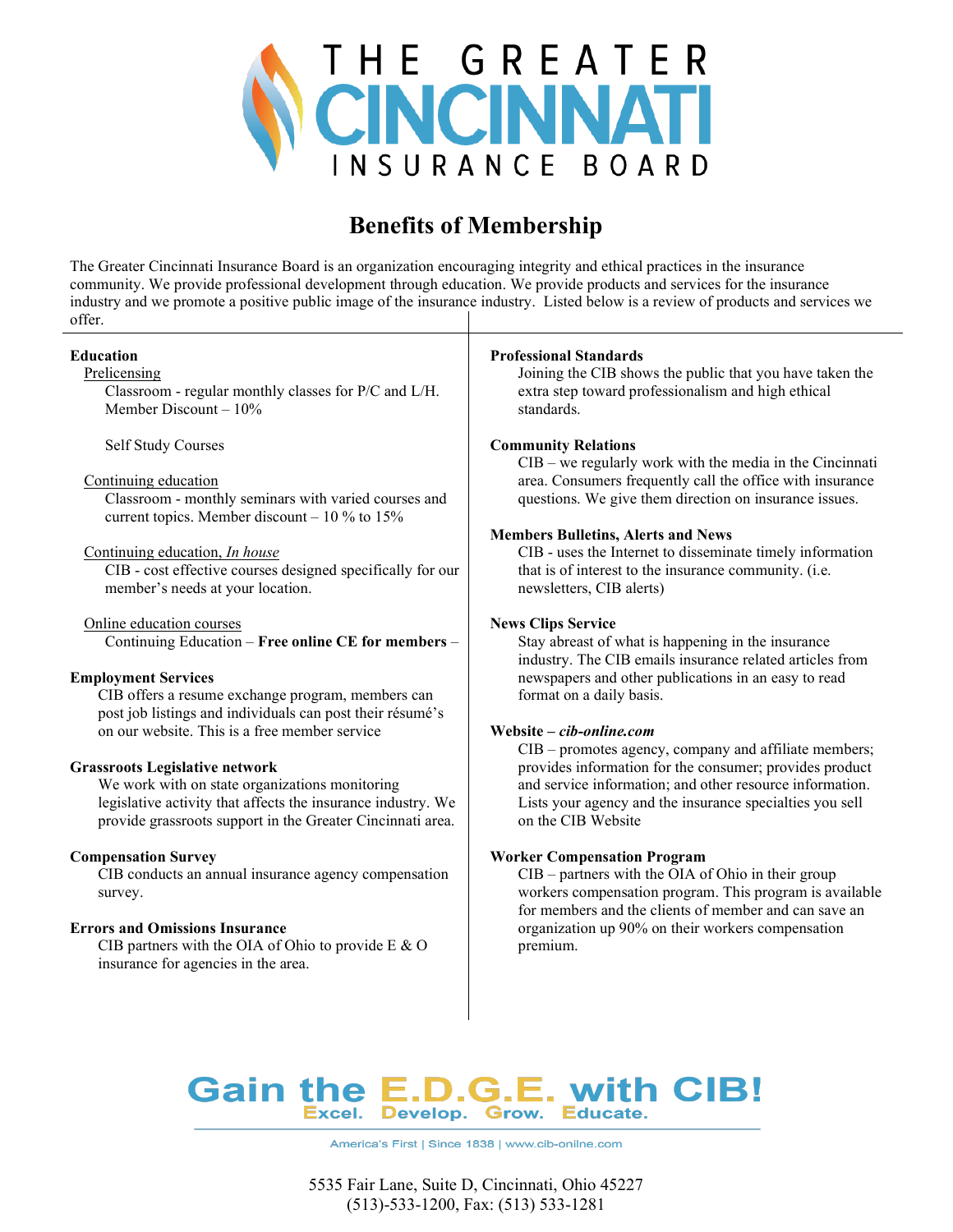# THE GREATER CINCINNATI INSURANCE BOARD

## Benefits of Membership

The Greater Cincinnati Insurance Board is an organization encouraging integrity and ethical practices in the insurance community. We provide professional development through education. We provide products and services for the insurance industry and we promote a positive public image of the insurance industry. Listed below is a review of products and services we offer.

**Education**

Prelicensing

Classroom - regular monthly classes for P/C and L/H. Member Discount – 10%

Self Study Courses

Continuing education

Classroom - monthly seminars with varied courses and current topics. Member discount – 10 % to 15%

Continuing education, *In house*

CIB - cost effective courses designed specifically for our member's needs at your location.

Online education courses

Continuing Education – **Free online CE for members** –

**Employment Services**

CIB offers a resume exchange program, members can post job listings and individuals can post their résumé's on our website. This is a free member service

**Grassroots Legislative network**

We work with on state organizations monitoring legislative activity that affects the insurance industry. We provide grassroots support in the Greater Cincinnati area.

**Compensation Survey**

CIB conducts an annual insurance agency compensation survey.

**Errors and Omissions Insurance**

CIB partners with the OIA of Ohio to provide E & O insurance for agencies in the area.

**Professional Standards**

Joining the CIB shows the public that you have taken the extra step toward professionalism and high ethical standards.

**Community Relations**

CIB – we regularly work with the media in the Cincinnati area. Consumers frequently call the office with insurance questions. We give them direction on insurance issues.

**Members Bulletins, Alerts and News**

CIB - uses the Internet to disseminate timely information that is of interest to the insurance community. (i.e. newsletters, CIB alerts)

**News Clips Service**

Stay abreast of what is happening in the insurance industry. The CIB emails insurance related articles from newspapers and other publications in an easy to read format on a daily basis.

**Website – *cib-online.com***

CIB – promotes agency, company and affiliate members; provides information for the consumer; provides product and service information; and other resource information. Lists your agency and the insurance specialties you sell on the CIB Website

**Worker Compensation Program**

CIB – partners with the OIA of Ohio in their group workers compensation program. This program is available for members and the clients of member and can save an organization up 90% on their workers compensation premium.

**Gain the E.D.G.E. with CIB!**

Excel. Develop. Grow. Educate.

America's First | Since 1838 | www.cib-oninle.com

5535 Fair Lane, Suite D, Cincinnati, Ohio 45227
(513)-533-1200, Fax: (513) 533-1281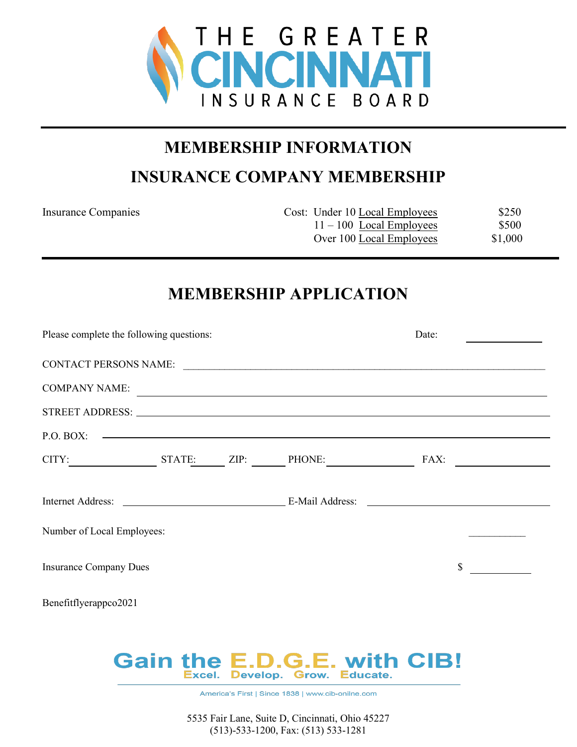# THE GREATER CINCINNATI INSURANCE BOARD

## MEMBERSHIP INFORMATION

## INSURANCE COMPANY MEMBERSHIP

| | | |
|---|---|---|
| Insurance Companies | Cost: Under 10 Local Employees | $250 |
| | 11 – 100 Local Employees | $500 |
| | Over 100 Local Employees | $1,000 |

## MEMBERSHIP APPLICATION

Please complete the following questions: Date: ______________

CONTACT PERSONS NAME: ______________________________________________

COMPANY NAME: ______________________________________________

STREET ADDRESS: ______________________________________________

P.O. BOX: ______________________________________________

CITY: ______________ STATE: ______ ZIP: ______ PHONE: ______________ FAX: ______________

Internet Address: ______________________ E-Mail Address: ______________________

Number of Local Employees: __________

Insurance Company Dues $ __________

Benefitflyerappco2021

**Gain the E.D.G.E. with CIB!**
Excel. Develop. Grow. Educate.

America's First | Since 1838 | www.cib-onilne.com

5535 Fair Lane, Suite D, Cincinnati, Ohio 45227
(513)-533-1200, Fax: (513) 533-1281